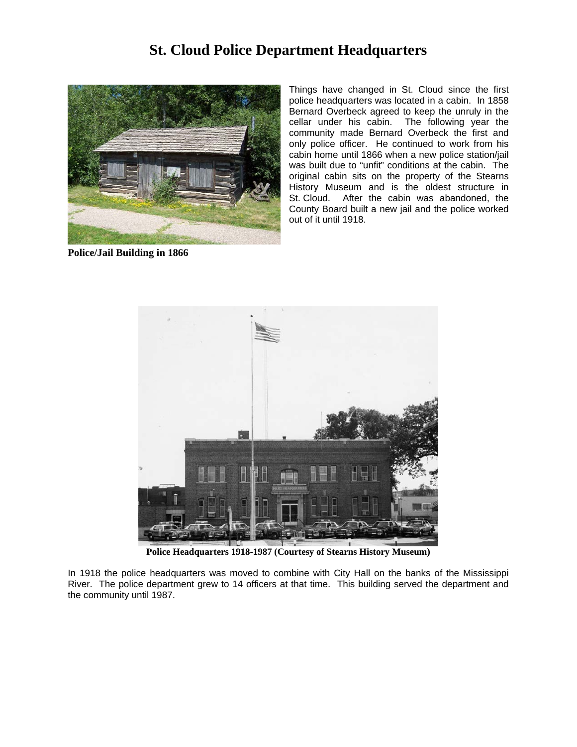# St. Cloud Police Department Headquarters

Things have changed in St. Cloud since the first police headquarters was located in a cabin. In 1858 Bernard Overbeck agreed to keep the unruly in the cellar under his cabin. The following year the community made Bernard Overbeck the first and only police officer. He continued to work from his cabin home until 1866 when a new police station/jail was built due to "unfit" conditions at the cabin. The original cabin sits on the property of the Stearns History Museum and is the oldest structure in St. Cloud. After the cabin was abandoned, the County Board built a new jail and the police worked out of it until 1918.

**Police/Jail Building in 1866**

**Police Headquarters 1918-1987 (Courtesy of Stearns History Museum)**

In 1918 the police headquarters was moved to combine with City Hall on the banks of the Mississippi River. The police department grew to 14 officers at that time. This building served the department and the community until 1987.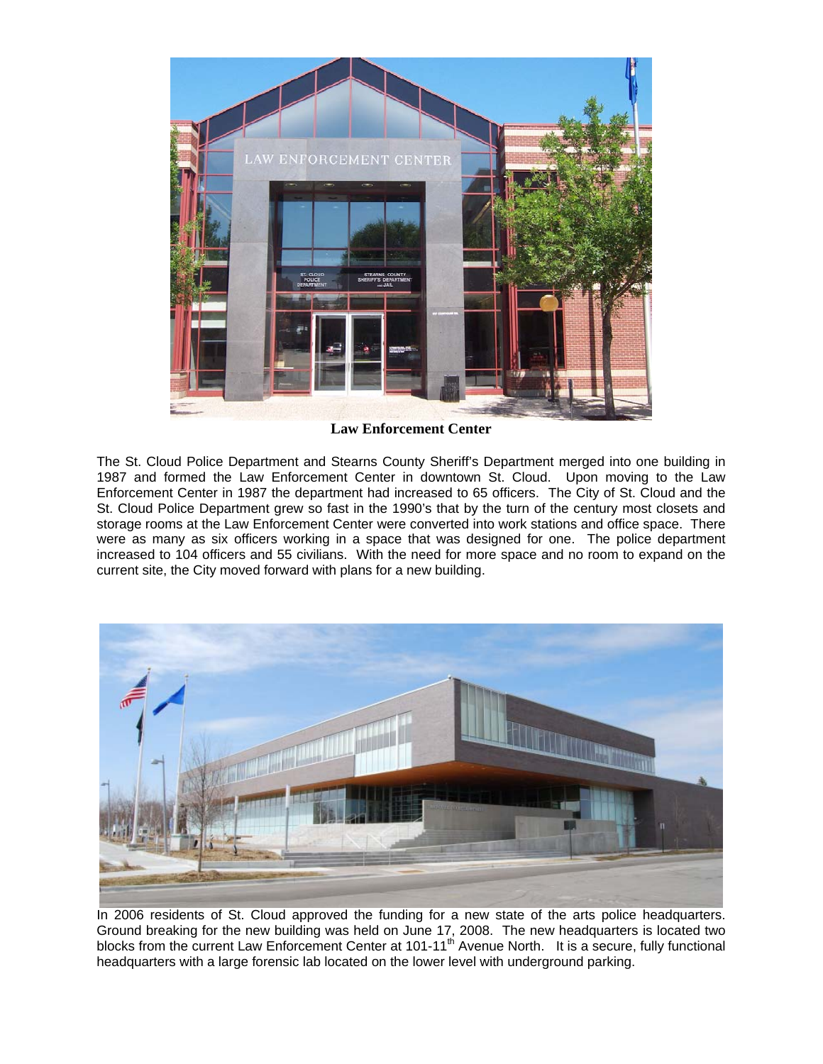**Law Enforcement Center**

The St. Cloud Police Department and Stearns County Sheriff's Department merged into one building in 1987 and formed the Law Enforcement Center in downtown St. Cloud. Upon moving to the Law Enforcement Center in 1987 the department had increased to 65 officers. The City of St. Cloud and the St. Cloud Police Department grew so fast in the 1990's that by the turn of the century most closets and storage rooms at the Law Enforcement Center were converted into work stations and office space. There were as many as six officers working in a space that was designed for one. The police department increased to 104 officers and 55 civilians. With the need for more space and no room to expand on the current site, the City moved forward with plans for a new building.

In 2006 residents of St. Cloud approved the funding for a new state of the arts police headquarters. Ground breaking for the new building was held on June 17, 2008. The new headquarters is located two blocks from the current Law Enforcement Center at 101-11th Avenue North. It is a secure, fully functional headquarters with a large forensic lab located on the lower level with underground parking.